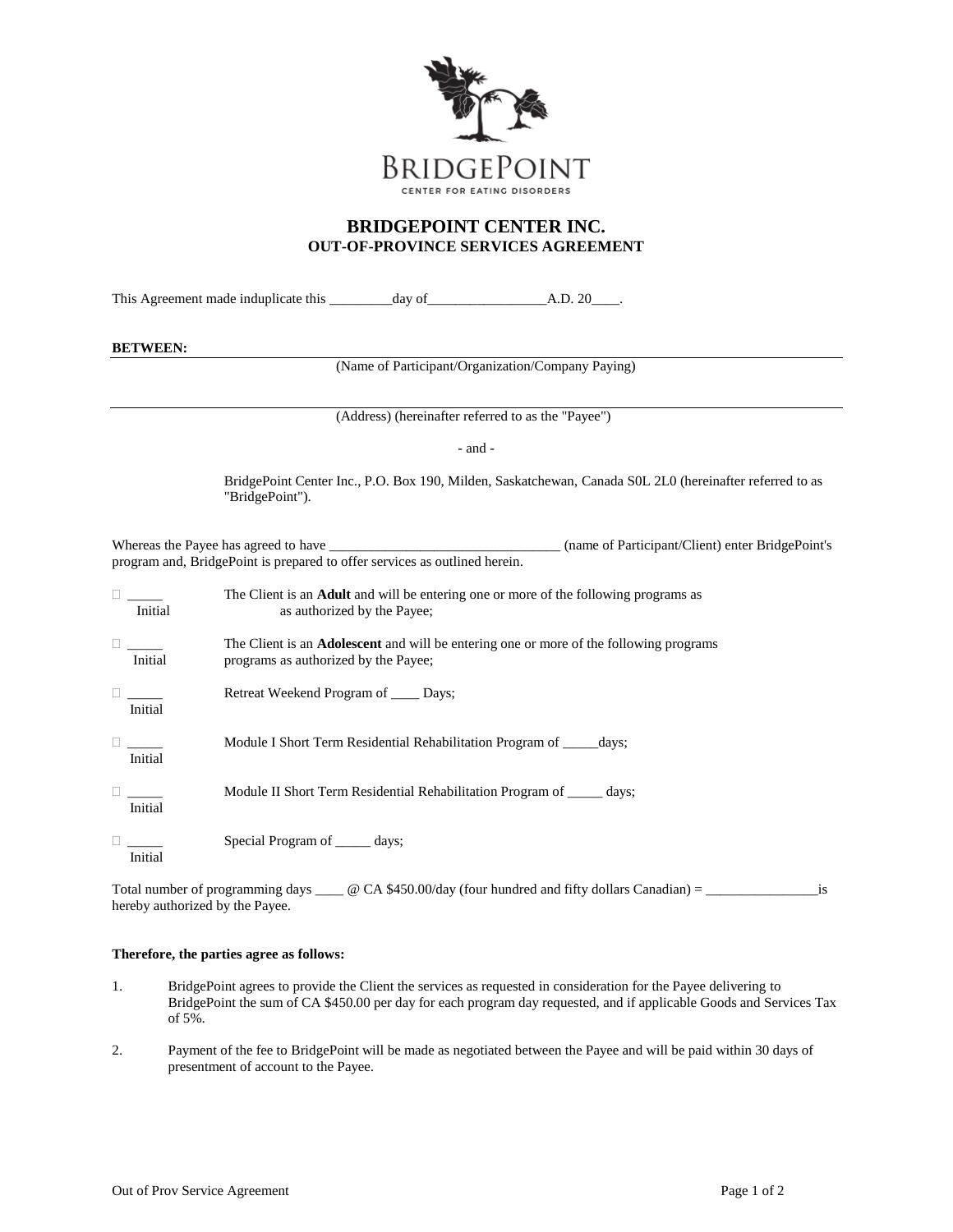BridgePoint

CENTER FOR EATING DISORDERS

# BRIDGEPOINT CENTER INC.
## OUT-OF-PROVINCE SERVICES AGREEMENT

This Agreement made induplicate this _________day of_________________A.D. 20____.

**BETWEEN:**

______________________________________________________________________

(Name of Participant/Organization/Company Paying)

______________________________________________________________________

(Address) (hereinafter referred to as the "Payee")

\- and -

BridgePoint Center Inc., P.O. Box 190, Milden, Saskatchewan, Canada S0L 2L0 (hereinafter referred to as "BridgePoint").

Whereas the Payee has agreed to have _________________________________ (name of Participant/Client) enter BridgePoint's program and, BridgePoint is prepared to offer services as outlined herein.

☐ _____ Initial — The Client is an **Adult** and will be entering one or more of the following programs as as authorized by the Payee;

☐ _____ Initial — The Client is an **Adolescent** and will be entering one or more of the following programs programs as authorized by the Payee;

☐ _____ Initial — Retreat Weekend Program of ____ Days;

☐ _____ Initial — Module I Short Term Residential Rehabilitation Program of _____days;

☐ _____ Initial — Module II Short Term Residential Rehabilitation Program of _____ days;

☐ _____ Initial — Special Program of _____ days;

Total number of programming days ____ @ CA $450.00/day (four hundred and fifty dollars Canadian) = ________________is hereby authorized by the Payee.

**Therefore, the parties agree as follows:**

1. BridgePoint agrees to provide the Client the services as requested in consideration for the Payee delivering to BridgePoint the sum of CA $450.00 per day for each program day requested, and if applicable Goods and Services Tax of 5%.

2. Payment of the fee to BridgePoint will be made as negotiated between the Payee and will be paid within 30 days of presentment of account to the Payee.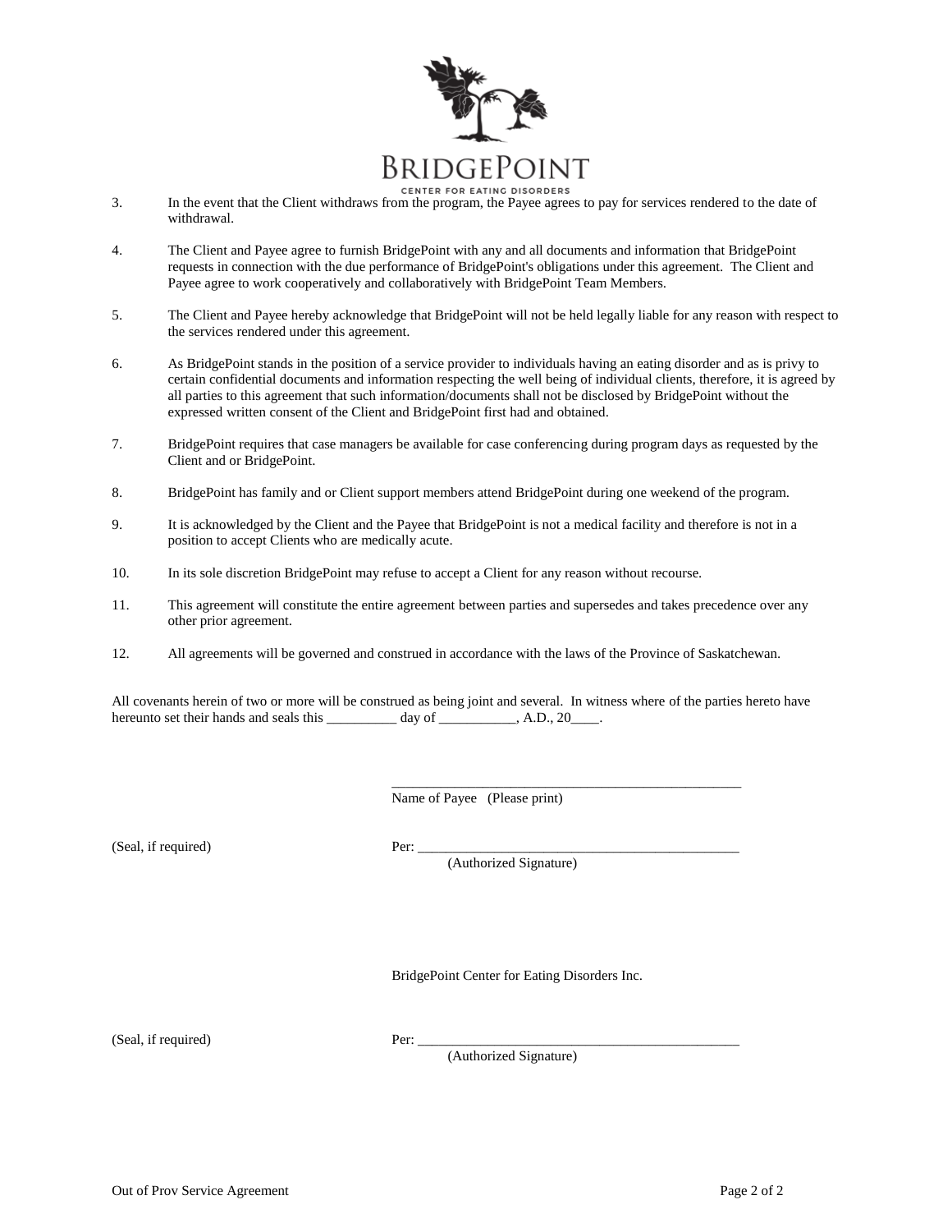BridgePoint

CENTER FOR EATING DISORDERS

3. In the event that the Client withdraws from the program, the Payee agrees to pay for services rendered to the date of withdrawal.

4. The Client and Payee agree to furnish BridgePoint with any and all documents and information that BridgePoint requests in connection with the due performance of BridgePoint's obligations under this agreement. The Client and Payee agree to work cooperatively and collaboratively with BridgePoint Team Members.

5. The Client and Payee hereby acknowledge that BridgePoint will not be held legally liable for any reason with respect to the services rendered under this agreement.

6. As BridgePoint stands in the position of a service provider to individuals having an eating disorder and as is privy to certain confidential documents and information respecting the well being of individual clients, therefore, it is agreed by all parties to this agreement that such information/documents shall not be disclosed by BridgePoint without the expressed written consent of the Client and BridgePoint first had and obtained.

7. BridgePoint requires that case managers be available for case conferencing during program days as requested by the Client and or BridgePoint.

8. BridgePoint has family and or Client support members attend BridgePoint during one weekend of the program.

9. It is acknowledged by the Client and the Payee that BridgePoint is not a medical facility and therefore is not in a position to accept Clients who are medically acute.

10. In its sole discretion BridgePoint may refuse to accept a Client for any reason without recourse.

11. This agreement will constitute the entire agreement between parties and supersedes and takes precedence over any other prior agreement.

12. All agreements will be governed and construed in accordance with the laws of the Province of Saskatchewan.

All covenants herein of two or more will be construed as being joint and several. In witness where of the parties hereto have hereunto set their hands and seals this __________ day of ___________, A.D., 20____.

__________________________________________________

Name of Payee (Please print)

(Seal, if required) Per: ________________________________________________

(Authorized Signature)

BridgePoint Center for Eating Disorders Inc.

(Seal, if required) Per: ________________________________________________

(Authorized Signature)